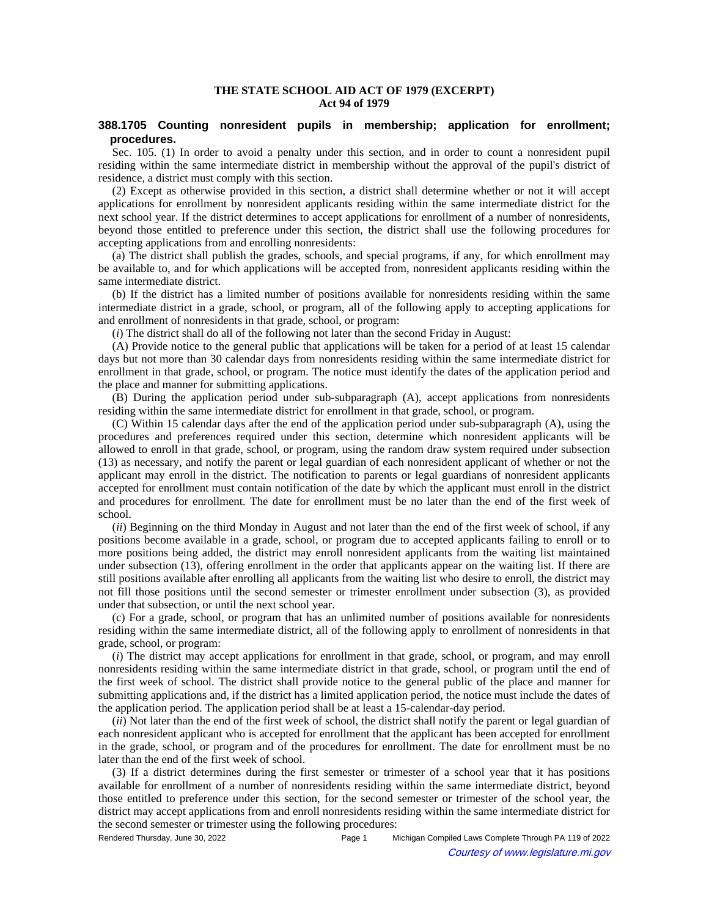**THE STATE SCHOOL AID ACT OF 1979 (EXCERPT)**
**Act 94 of 1979**

## 388.1705 Counting nonresident pupils in membership; application for enrollment; procedures.

Sec. 105. (1) In order to avoid a penalty under this section, and in order to count a nonresident pupil residing within the same intermediate district in membership without the approval of the pupil's district of residence, a district must comply with this section.

(2) Except as otherwise provided in this section, a district shall determine whether or not it will accept applications for enrollment by nonresident applicants residing within the same intermediate district for the next school year. If the district determines to accept applications for enrollment of a number of nonresidents, beyond those entitled to preference under this section, the district shall use the following procedures for accepting applications from and enrolling nonresidents:

(a) The district shall publish the grades, schools, and special programs, if any, for which enrollment may be available to, and for which applications will be accepted from, nonresident applicants residing within the same intermediate district.

(b) If the district has a limited number of positions available for nonresidents residing within the same intermediate district in a grade, school, or program, all of the following apply to accepting applications for and enrollment of nonresidents in that grade, school, or program:

(*i*) The district shall do all of the following not later than the second Friday in August:

(A) Provide notice to the general public that applications will be taken for a period of at least 15 calendar days but not more than 30 calendar days from nonresidents residing within the same intermediate district for enrollment in that grade, school, or program. The notice must identify the dates of the application period and the place and manner for submitting applications.

(B) During the application period under sub-subparagraph (A), accept applications from nonresidents residing within the same intermediate district for enrollment in that grade, school, or program.

(C) Within 15 calendar days after the end of the application period under sub-subparagraph (A), using the procedures and preferences required under this section, determine which nonresident applicants will be allowed to enroll in that grade, school, or program, using the random draw system required under subsection (13) as necessary, and notify the parent or legal guardian of each nonresident applicant of whether or not the applicant may enroll in the district. The notification to parents or legal guardians of nonresident applicants accepted for enrollment must contain notification of the date by which the applicant must enroll in the district and procedures for enrollment. The date for enrollment must be no later than the end of the first week of school.

(*ii*) Beginning on the third Monday in August and not later than the end of the first week of school, if any positions become available in a grade, school, or program due to accepted applicants failing to enroll or to more positions being added, the district may enroll nonresident applicants from the waiting list maintained under subsection (13), offering enrollment in the order that applicants appear on the waiting list. If there are still positions available after enrolling all applicants from the waiting list who desire to enroll, the district may not fill those positions until the second semester or trimester enrollment under subsection (3), as provided under that subsection, or until the next school year.

(c) For a grade, school, or program that has an unlimited number of positions available for nonresidents residing within the same intermediate district, all of the following apply to enrollment of nonresidents in that grade, school, or program:

(*i*) The district may accept applications for enrollment in that grade, school, or program, and may enroll nonresidents residing within the same intermediate district in that grade, school, or program until the end of the first week of school. The district shall provide notice to the general public of the place and manner for submitting applications and, if the district has a limited application period, the notice must include the dates of the application period. The application period shall be at least a 15-calendar-day period.

(*ii*) Not later than the end of the first week of school, the district shall notify the parent or legal guardian of each nonresident applicant who is accepted for enrollment that the applicant has been accepted for enrollment in the grade, school, or program and of the procedures for enrollment. The date for enrollment must be no later than the end of the first week of school.

(3) If a district determines during the first semester or trimester of a school year that it has positions available for enrollment of a number of nonresidents residing within the same intermediate district, beyond those entitled to preference under this section, for the second semester or trimester of the school year, the district may accept applications from and enroll nonresidents residing within the same intermediate district for the second semester or trimester using the following procedures: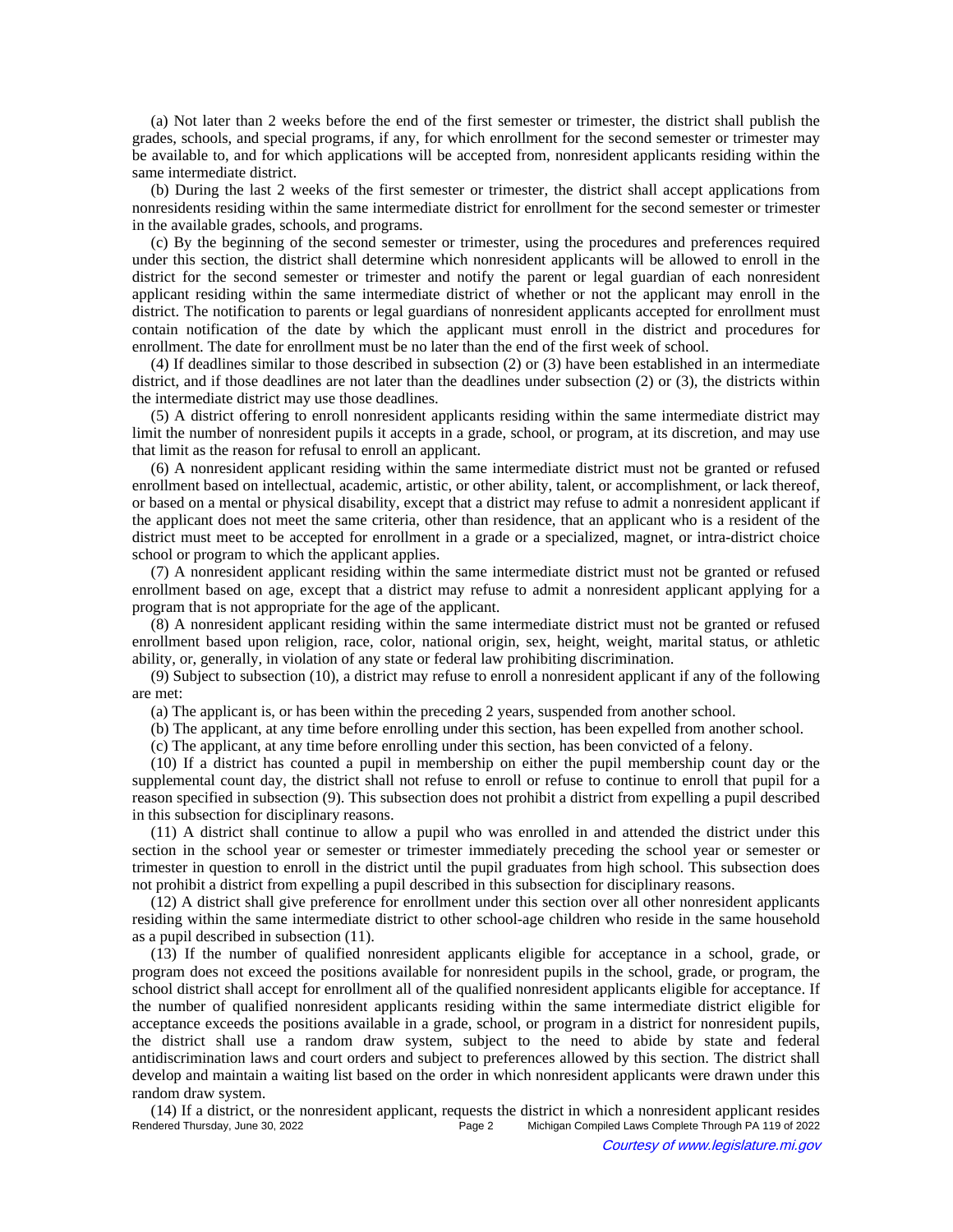(a) Not later than 2 weeks before the end of the first semester or trimester, the district shall publish the grades, schools, and special programs, if any, for which enrollment for the second semester or trimester may be available to, and for which applications will be accepted from, nonresident applicants residing within the same intermediate district.

(b) During the last 2 weeks of the first semester or trimester, the district shall accept applications from nonresidents residing within the same intermediate district for enrollment for the second semester or trimester in the available grades, schools, and programs.

(c) By the beginning of the second semester or trimester, using the procedures and preferences required under this section, the district shall determine which nonresident applicants will be allowed to enroll in the district for the second semester or trimester and notify the parent or legal guardian of each nonresident applicant residing within the same intermediate district of whether or not the applicant may enroll in the district. The notification to parents or legal guardians of nonresident applicants accepted for enrollment must contain notification of the date by which the applicant must enroll in the district and procedures for enrollment. The date for enrollment must be no later than the end of the first week of school.

(4) If deadlines similar to those described in subsection (2) or (3) have been established in an intermediate district, and if those deadlines are not later than the deadlines under subsection (2) or (3), the districts within the intermediate district may use those deadlines.

(5) A district offering to enroll nonresident applicants residing within the same intermediate district may limit the number of nonresident pupils it accepts in a grade, school, or program, at its discretion, and may use that limit as the reason for refusal to enroll an applicant.

(6) A nonresident applicant residing within the same intermediate district must not be granted or refused enrollment based on intellectual, academic, artistic, or other ability, talent, or accomplishment, or lack thereof, or based on a mental or physical disability, except that a district may refuse to admit a nonresident applicant if the applicant does not meet the same criteria, other than residence, that an applicant who is a resident of the district must meet to be accepted for enrollment in a grade or a specialized, magnet, or intra-district choice school or program to which the applicant applies.

(7) A nonresident applicant residing within the same intermediate district must not be granted or refused enrollment based on age, except that a district may refuse to admit a nonresident applicant applying for a program that is not appropriate for the age of the applicant.

(8) A nonresident applicant residing within the same intermediate district must not be granted or refused enrollment based upon religion, race, color, national origin, sex, height, weight, marital status, or athletic ability, or, generally, in violation of any state or federal law prohibiting discrimination.

(9) Subject to subsection (10), a district may refuse to enroll a nonresident applicant if any of the following are met:

(a) The applicant is, or has been within the preceding 2 years, suspended from another school.

(b) The applicant, at any time before enrolling under this section, has been expelled from another school.

(c) The applicant, at any time before enrolling under this section, has been convicted of a felony.

(10) If a district has counted a pupil in membership on either the pupil membership count day or the supplemental count day, the district shall not refuse to enroll or refuse to continue to enroll that pupil for a reason specified in subsection (9). This subsection does not prohibit a district from expelling a pupil described in this subsection for disciplinary reasons.

(11) A district shall continue to allow a pupil who was enrolled in and attended the district under this section in the school year or semester or trimester immediately preceding the school year or semester or trimester in question to enroll in the district until the pupil graduates from high school. This subsection does not prohibit a district from expelling a pupil described in this subsection for disciplinary reasons.

(12) A district shall give preference for enrollment under this section over all other nonresident applicants residing within the same intermediate district to other school-age children who reside in the same household as a pupil described in subsection (11).

(13) If the number of qualified nonresident applicants eligible for acceptance in a school, grade, or program does not exceed the positions available for nonresident pupils in the school, grade, or program, the school district shall accept for enrollment all of the qualified nonresident applicants eligible for acceptance. If the number of qualified nonresident applicants residing within the same intermediate district eligible for acceptance exceeds the positions available in a grade, school, or program in a district for nonresident pupils, the district shall use a random draw system, subject to the need to abide by state and federal antidiscrimination laws and court orders and subject to preferences allowed by this section. The district shall develop and maintain a waiting list based on the order in which nonresident applicants were drawn under this random draw system.

(14) If a district, or the nonresident applicant, requests the district in which a nonresident applicant resides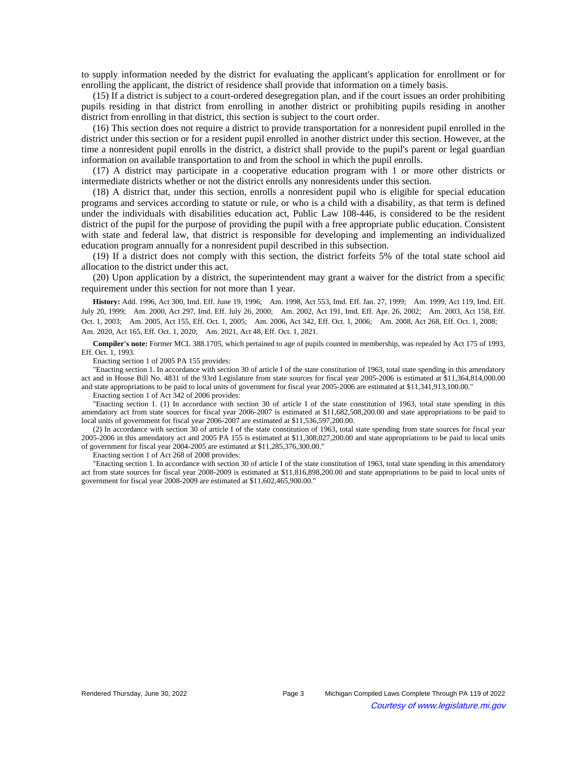to supply information needed by the district for evaluating the applicant's application for enrollment or for enrolling the applicant, the district of residence shall provide that information on a timely basis.

(15) If a district is subject to a court-ordered desegregation plan, and if the court issues an order prohibiting pupils residing in that district from enrolling in another district or prohibiting pupils residing in another district from enrolling in that district, this section is subject to the court order.

(16) This section does not require a district to provide transportation for a nonresident pupil enrolled in the district under this section or for a resident pupil enrolled in another district under this section. However, at the time a nonresident pupil enrolls in the district, a district shall provide to the pupil's parent or legal guardian information on available transportation to and from the school in which the pupil enrolls.

(17) A district may participate in a cooperative education program with 1 or more other districts or intermediate districts whether or not the district enrolls any nonresidents under this section.

(18) A district that, under this section, enrolls a nonresident pupil who is eligible for special education programs and services according to statute or rule, or who is a child with a disability, as that term is defined under the individuals with disabilities education act, Public Law 108-446, is considered to be the resident district of the pupil for the purpose of providing the pupil with a free appropriate public education. Consistent with state and federal law, that district is responsible for developing and implementing an individualized education program annually for a nonresident pupil described in this subsection.

(19) If a district does not comply with this section, the district forfeits 5% of the total state school aid allocation to the district under this act.

(20) Upon application by a district, the superintendent may grant a waiver for the district from a specific requirement under this section for not more than 1 year.

**History:** Add. 1996, Act 300, Imd. Eff. June 19, 1996; Am. 1998, Act 553, Imd. Eff. Jan. 27, 1999; Am. 1999, Act 119, Imd. Eff. July 20, 1999; Am. 2000, Act 297, Imd. Eff. July 26, 2000; Am. 2002, Act 191, Imd. Eff. Apr. 26, 2002; Am. 2003, Act 158, Eff. Oct. 1, 2003; Am. 2005, Act 155, Eff. Oct. 1, 2005; Am. 2006, Act 342, Eff. Oct. 1, 2006; Am. 2008, Act 268, Eff. Oct. 1, 2008; Am. 2020, Act 165, Eff. Oct. 1, 2020; Am. 2021, Act 48, Eff. Oct. 1, 2021.

**Compiler's note:** Former MCL 388.1705, which pertained to age of pupils counted in membership, was repealed by Act 175 of 1993, Eff. Oct. 1, 1993.

Enacting section 1 of 2005 PA 155 provides:

"Enacting section 1. In accordance with section 30 of article I of the state constitution of 1963, total state spending in this amendatory act and in House Bill No. 4831 of the 93rd Legislature from state sources for fiscal year 2005-2006 is estimated at $11,364,814,000.00 and state appropriations to be paid to local units of government for fiscal year 2005-2006 are estimated at $11,341,913,100.00."

Enacting section 1 of Act 342 of 2006 provides:

"Enacting section 1. (1) In accordance with section 30 of article I of the state constitution of 1963, total state spending in this amendatory act from state sources for fiscal year 2006-2007 is estimated at $11,682,508,200.00 and state appropriations to be paid to local units of government for fiscal year 2006-2007 are estimated at $11,536,597,200.00.

(2) In accordance with section 30 of article I of the state constitution of 1963, total state spending from state sources for fiscal year 2005-2006 in this amendatory act and 2005 PA 155 is estimated at $11,308,027,200.00 and state appropriations to be paid to local units of government for fiscal year 2004-2005 are estimated at $11,285,376,300.00."

Enacting section 1 of Act 268 of 2008 provides:

"Enacting section 1. In accordance with section 30 of article I of the state constitution of 1963, total state spending in this amendatory act from state sources for fiscal year 2008-2009 is estimated at $11,816,898,200.00 and state appropriations to be paid to local units of government for fiscal year 2008-2009 are estimated at $11,602,465,900.00."